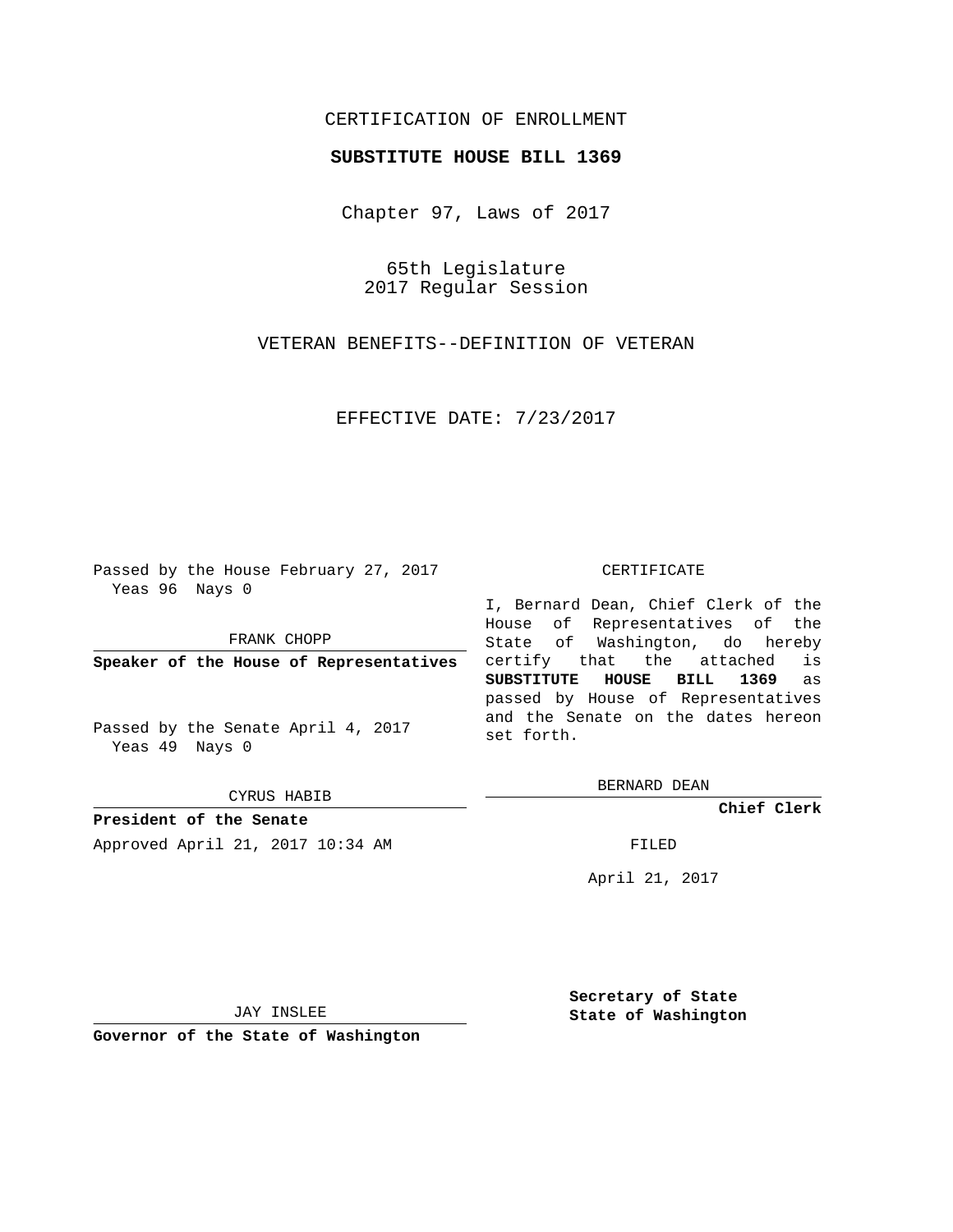CERTIFICATION OF ENROLLMENT

**SUBSTITUTE HOUSE BILL 1369**

Chapter 97, Laws of 2017

65th Legislature
2017 Regular Session

VETERAN BENEFITS--DEFINITION OF VETERAN

EFFECTIVE DATE: 7/23/2017

Passed by the House February 27, 2017
Yeas 96 Nays 0

FRANK CHOPP

**Speaker of the House of Representatives**

Passed by the Senate April 4, 2017
Yeas 49 Nays 0

CYRUS HABIB

**President of the Senate**

CERTIFICATE

I, Bernard Dean, Chief Clerk of the House of Representatives of the State of Washington, do hereby certify that the attached is **SUBSTITUTE HOUSE BILL 1369** as passed by House of Representatives and the Senate on the dates hereon set forth.

BERNARD DEAN

**Chief Clerk**

Approved April 21, 2017 10:34 AM

FILED

April 21, 2017

JAY INSLEE

**Governor of the State of Washington**

**Secretary of State**
**State of Washington**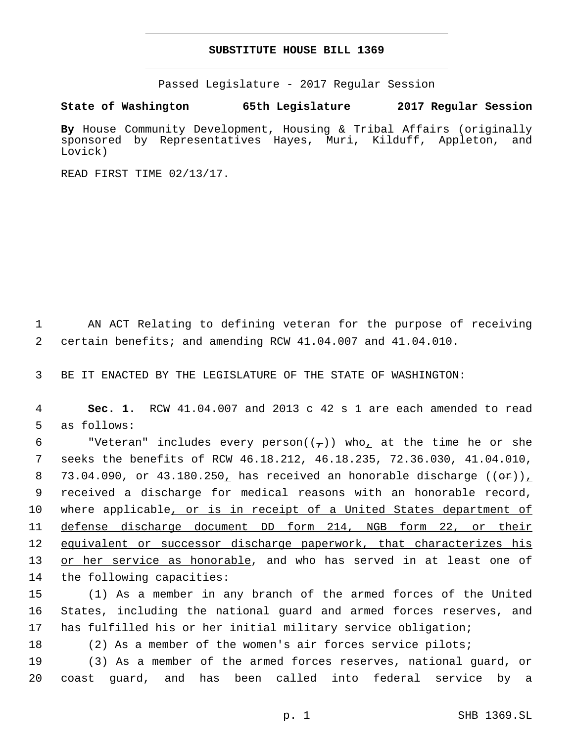# SUBSTITUTE HOUSE BILL 1369

Passed Legislature - 2017 Regular Session

**State of Washington 65th Legislature 2017 Regular Session**

**By** House Community Development, Housing & Tribal Affairs (originally sponsored by Representatives Hayes, Muri, Kilduff, Appleton, and Lovick)

READ FIRST TIME 02/13/17.

1 AN ACT Relating to defining veteran for the purpose of receiving 2 certain benefits; and amending RCW 41.04.007 and 41.04.010.

3 BE IT ENACTED BY THE LEGISLATURE OF THE STATE OF WASHINGTON:

4 **Sec. 1.** RCW 41.04.007 and 2013 c 42 s 1 are each amended to read 5 as follows:

6 "Veteran" includes every person((~~,~~)) who, at the time he or she 7 seeks the benefits of RCW 46.18.212, 46.18.235, 72.36.030, 41.04.010, 8 73.04.090, or 43.180.250, has received an honorable discharge ((~~or~~)), 9 received a discharge for medical reasons with an honorable record, 10 where applicable, or is in receipt of a United States department of 11 defense discharge document DD form 214, NGB form 22, or their 12 equivalent or successor discharge paperwork, that characterizes his 13 or her service as honorable, and who has served in at least one of 14 the following capacities:

15 (1) As a member in any branch of the armed forces of the United 16 States, including the national guard and armed forces reserves, and 17 has fulfilled his or her initial military service obligation;

18 (2) As a member of the women's air forces service pilots;

19 (3) As a member of the armed forces reserves, national guard, or 20 coast guard, and has been called into federal service by a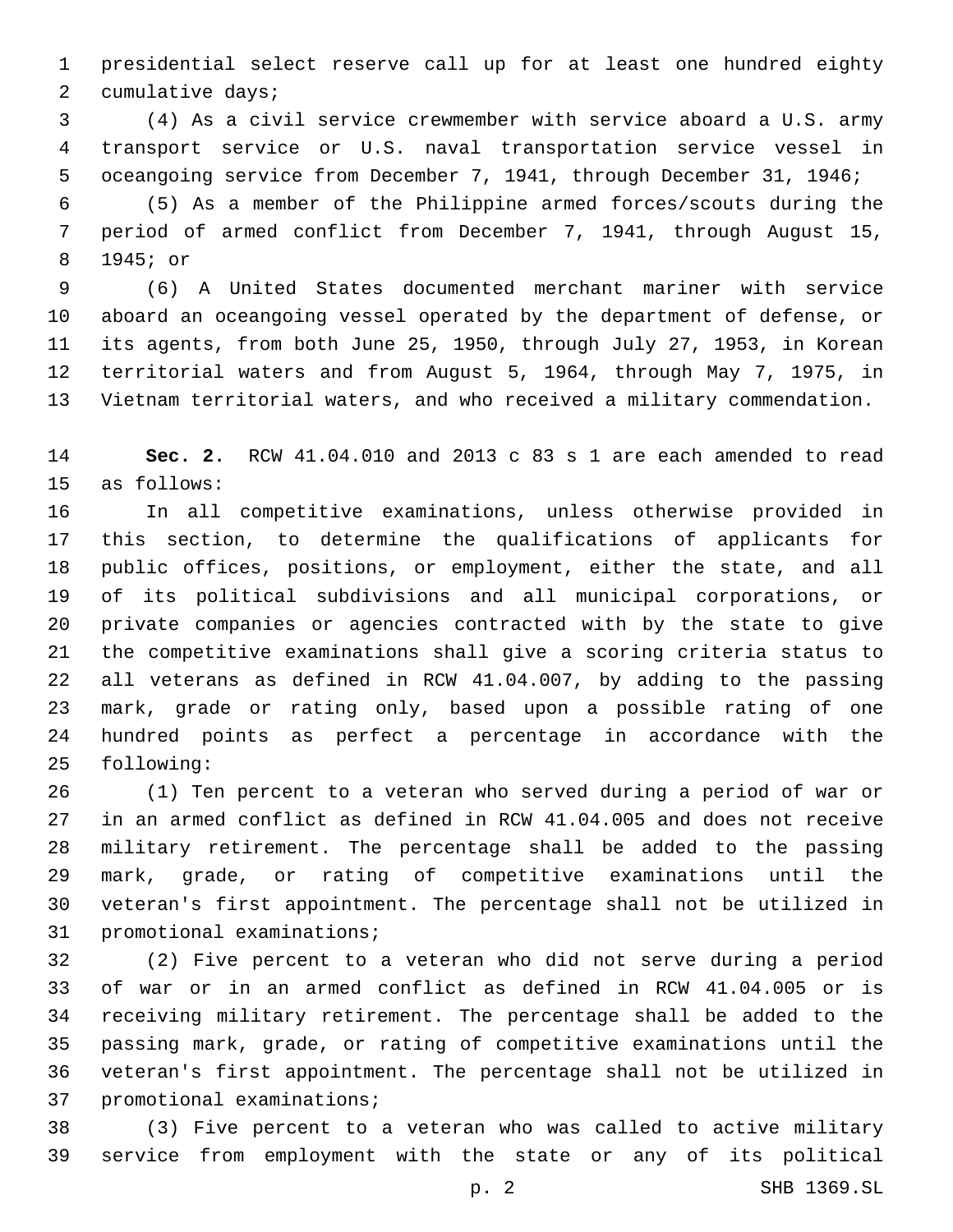presidential select reserve call up for at least one hundred eighty cumulative days;

(4) As a civil service crewmember with service aboard a U.S. army transport service or U.S. naval transportation service vessel in oceangoing service from December 7, 1941, through December 31, 1946;

(5) As a member of the Philippine armed forces/scouts during the period of armed conflict from December 7, 1941, through August 15, 1945; or

(6) A United States documented merchant mariner with service aboard an oceangoing vessel operated by the department of defense, or its agents, from both June 25, 1950, through July 27, 1953, in Korean territorial waters and from August 5, 1964, through May 7, 1975, in Vietnam territorial waters, and who received a military commendation.

**Sec. 2.** RCW 41.04.010 and 2013 c 83 s 1 are each amended to read as follows:

In all competitive examinations, unless otherwise provided in this section, to determine the qualifications of applicants for public offices, positions, or employment, either the state, and all of its political subdivisions and all municipal corporations, or private companies or agencies contracted with by the state to give the competitive examinations shall give a scoring criteria status to all veterans as defined in RCW 41.04.007, by adding to the passing mark, grade or rating only, based upon a possible rating of one hundred points as perfect a percentage in accordance with the following:

(1) Ten percent to a veteran who served during a period of war or in an armed conflict as defined in RCW 41.04.005 and does not receive military retirement. The percentage shall be added to the passing mark, grade, or rating of competitive examinations until the veteran's first appointment. The percentage shall not be utilized in promotional examinations;

(2) Five percent to a veteran who did not serve during a period of war or in an armed conflict as defined in RCW 41.04.005 or is receiving military retirement. The percentage shall be added to the passing mark, grade, or rating of competitive examinations until the veteran's first appointment. The percentage shall not be utilized in promotional examinations;

(3) Five percent to a veteran who was called to active military service from employment with the state or any of its political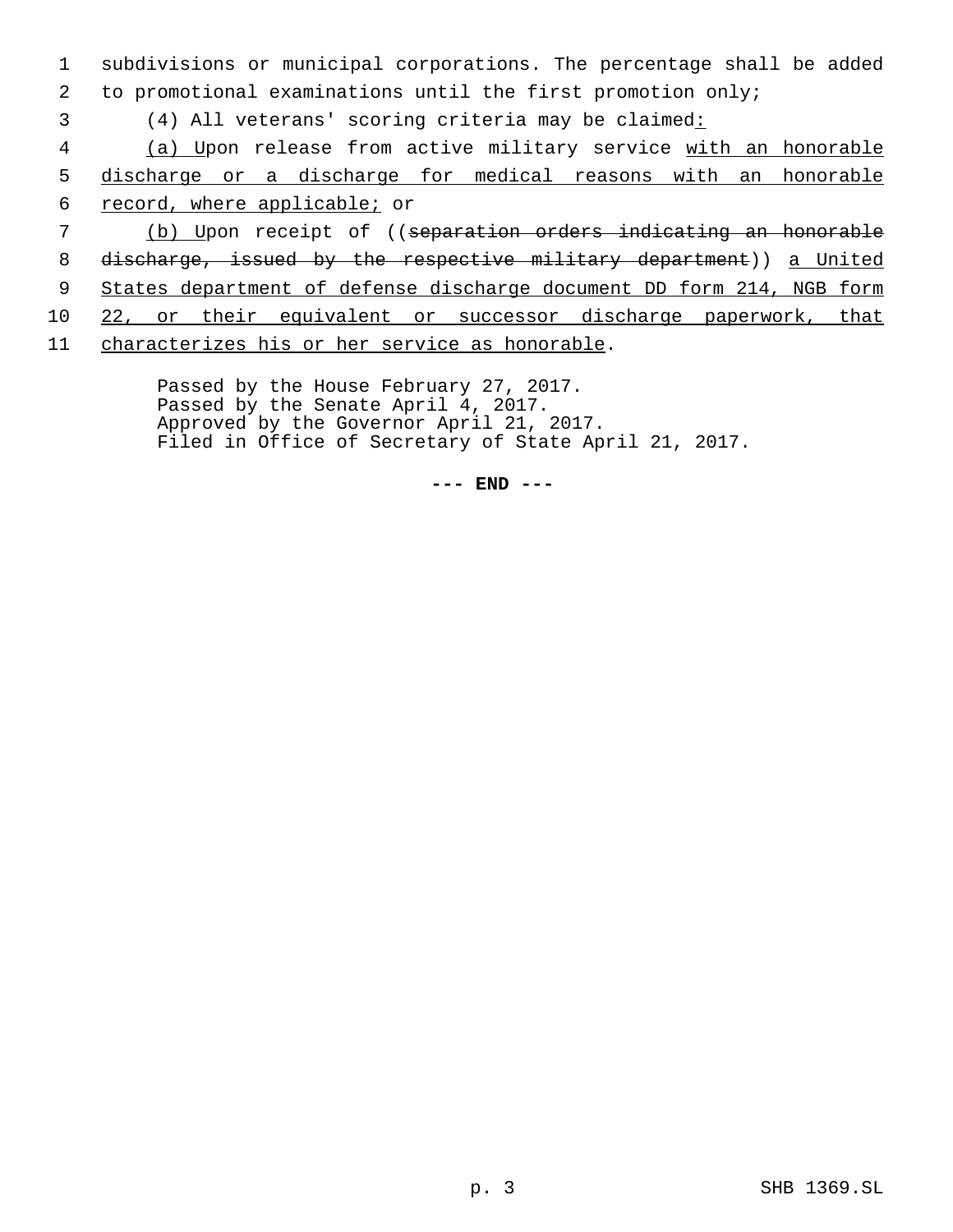subdivisions or municipal corporations. The percentage shall be added to promotional examinations until the first promotion only;

(4) All veterans' scoring criteria may be claimed:

(a) Upon release from active military service with an honorable discharge or a discharge for medical reasons with an honorable record, where applicable; or

(b) Upon receipt of ((~~separation orders indicating an honorable discharge, issued by the respective military department~~)) a United States department of defense discharge document DD form 214, NGB form 22, or their equivalent or successor discharge paperwork, that characterizes his or her service as honorable.

Passed by the House February 27, 2017.
Passed by the Senate April 4, 2017.
Approved by the Governor April 21, 2017.
Filed in Office of Secretary of State April 21, 2017.

**--- END ---**